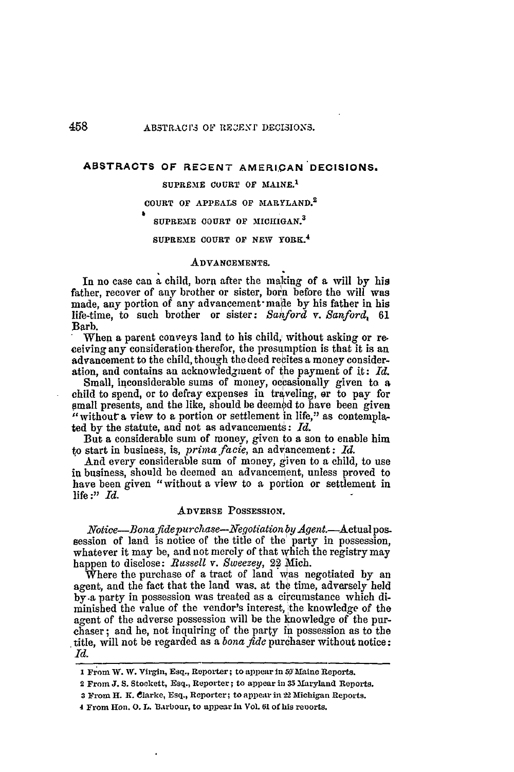## ABSTRACTS OF RECENT AMERICAN DECISIONS.

SUPREME COURT OF MAINE.[1]

COURT OF APPEALS OF MARYLAND.[2]

SUPREME COURT OF MICHIGAN.[3]

SUPREME COURT OF NEW YORK.[4]

### ADVANCEMENTS.

In no case can a child, born after the making of a will by his father, recover of any brother or sister, born before the will was made, any portion of any advancement made by his father in his life-time, to such brother or sister: *Sanford* v. *Sanford*, 61 Barb.

When a parent conveys land to his child, without asking or receiving any consideration therefor, the presumption is that it is an advancement to the child, though the deed recites a money consideration, and contains an acknowledgment of the payment of it: *Id.*

Small, inconsiderable sums of money, occasionally given to a child to spend, or to defray expenses in traveling, or to pay for small presents, and the like, should be deemed to have been given "without a view to a portion or settlement in life," as contemplated by the statute, and not as advancements: *Id.*

But a considerable sum of money, given to a son to enable him to start in business, is, *prima facie*, an advancement: *Id.*

And every considerable sum of money, given to a child, to use in business, should be deemed an advancement, unless proved to have been given "without a view to a portion or settlement in life:" *Id.*

### ADVERSE POSSESSION.

*Notice—Bona fide purchase—Negotiation by Agent.*—Actual possession of land is notice of the title of the party in possession, whatever it may be, and not merely of that which the registry may happen to disclose: *Russell* v. *Sweezey*, 22 Mich.

Where the purchase of a tract of land was negotiated by an agent, and the fact that the land was, at the time, adversely held by a party in possession was treated as a circumstance which diminished the value of the vendor's interest, the knowledge of the agent of the adverse possession will be the knowledge of the purchaser; and he, not inquiring of the party in possession as to the title, will not be regarded as a *bona fide* purchaser without notice: *Id.*

---

1 From W. W. Virgin, Esq., Reporter; to appear in 59 Maine Reports.

2 From J. S. Stockett, Esq., Reporter; to appear in 35 Maryland Reports.

3 From H. K. Clarke, Esq., Reporter; to appear in 22 Michigan Reports.

4 From Hon. O. L. Barbour, to appear in Vol. 61 of his reports.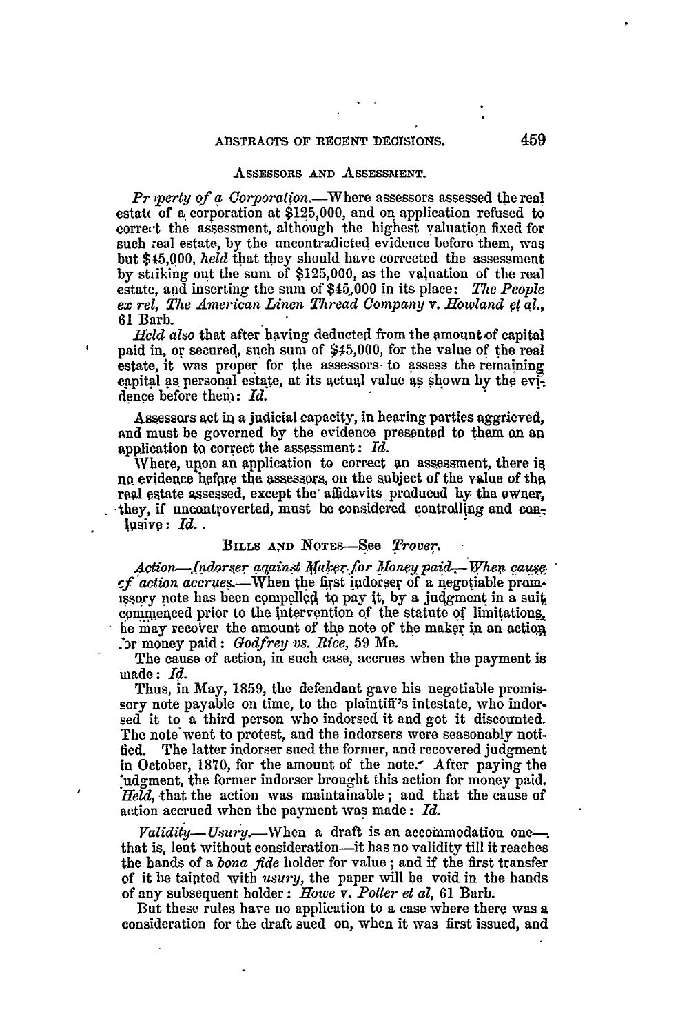### ASSESSORS AND ASSESSMENT.

*Property of a Corporation.*—Where assessors assessed the real estate of a corporation at $125,000, and on application refused to correct the assessment, although the highest valuation fixed for such real estate, by the uncontradicted evidence before them, was but $45,000, *held* that they should have corrected the assessment by striking out the sum of $125,000, as the valuation of the real estate, and inserting the sum of $45,000 in its place: *The People ex rel, The American Linen Thread Company* v. *Howland et al.*, 61 Barb.

*Held also* that after having deducted from the amount of capital paid in, or secured, such sum of $45,000, for the value of the real estate, it was proper for the assessors to assess the remaining capital as personal estate, at its actual value as shown by the evidence before them: *Id.*

Assessors act in a judicial capacity, in hearing parties aggrieved, and must be governed by the evidence presented to them on an application to correct the assessment: *Id.*

Where, upon an application to correct an assessment, there is no evidence before the assessors, on the subject of the value of the real estate assessed, except the affidavits produced by the owner, they, if uncontroverted, must be considered controlling and conclusive: *Id.*

### BILLS AND NOTES—See *Trover.*

*Action—Indorser against Maker for Money paid—When cause of action accrues.*—When the first indorser of a negotiable promissory note has been compelled to pay it, by a judgment in a suit commenced prior to the intervention of the statute of limitations, he may recover the amount of the note of the maker in an action for money paid: *Godfrey vs. Rice*, 59 Me.

The cause of action, in such case, accrues when the payment is made: *Id.*

Thus, in May, 1859, the defendant gave his negotiable promissory note payable on time, to the plaintiff's intestate, who indorsed it to a third person who indorsed it and got it discounted. The note went to protest, and the indorsers were seasonably notified. The latter indorser sued the former, and recovered judgment in October, 1870, for the amount of the note. After paying the judgment, the former indorser brought this action for money paid. *Held*, that the action was maintainable; and that the cause of action accrued when the payment was made: *Id.*

*Validity—Usury.*—When a draft is an accommodation one—that is, lent without consideration—it has no validity till it reaches the hands of a *bona fide* holder for value; and if the first transfer of it be tainted with *usury*, the paper will be void in the hands of any subsequent holder: *Howe* v. *Potter et al*, 61 Barb.

But these rules have no application to a case where there was a consideration for the draft sued on, when it was first issued, and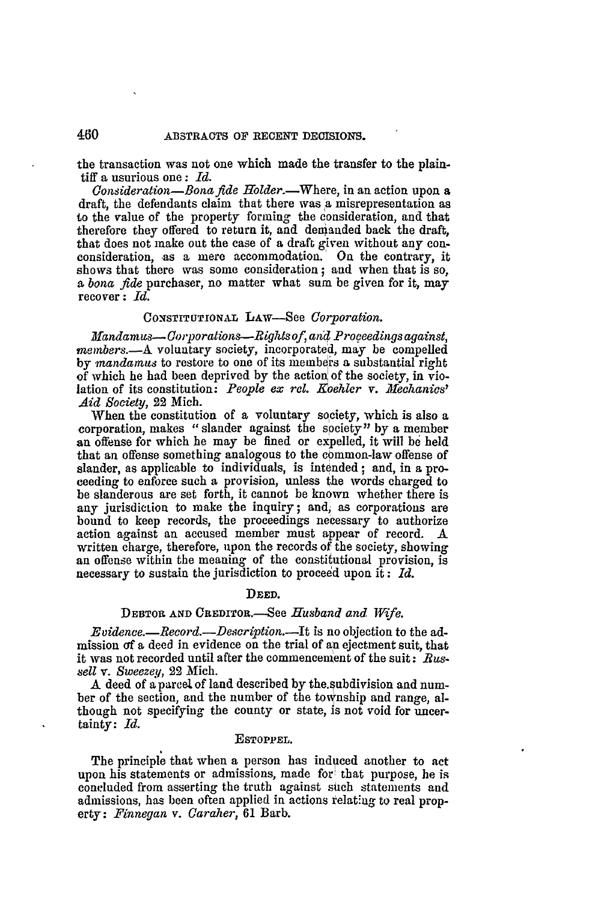the transaction was not one which made the transfer to the plaintiff a usurious one: *Id.*

*Consideration—Bona fide Holder.*—Where, in an action upon a draft, the defendants claim that there was a misrepresentation as to the value of the property forming the consideration, and that therefore they offered to return it, and demanded back the draft, that does not make out the case of a draft given without any consideration, as a mere accommodation. On the contrary, it shows that there was some consideration; and when that is so, a *bona fide* purchaser, no matter what sum be given for it, may recover: *Id.*

CONSTITUTIONAL LAW—See *Corporation.*

*Mandamus—Corporations—Rights of, and Proceedings against, members.*—A voluntary society, incorporated, may be compelled by *mandamus* to restore to one of its members a substantial right of which he had been deprived by the action of the society, in violation of its constitution: *People ex rel. Koehler* v. *Mechanics' Aid Society*, 22 Mich.

When the constitution of a voluntary society, which is also a corporation, makes "slander against the society" by a member an offense for which he may be fined or expelled, it will be held that an offense something analogous to the common-law offense of slander, as applicable to individuals, is intended; and, in a proceeding to enforce such a provision, unless the words charged to be slanderous are set forth, it cannot be known whether there is any jurisdiction to make the inquiry; and, as corporations are bound to keep records, the proceedings necessary to authorize action against an accused member must appear of record. A written charge, therefore, upon the records of the society, showing an offense within the meaning of the constitutional provision, is necessary to sustain the jurisdiction to proceed upon it: *Id.*

DEED.

DEBTOR AND CREDITOR.—See *Husband and Wife.*

*Evidence.—Record.—Description.*—It is no objection to the admission of a deed in evidence on the trial of an ejectment suit, that it was not recorded until after the commencement of the suit: *Russell* v. *Sweezey*, 22 Mich.

A deed of a parcel of land described by the subdivision and number of the section, and the number of the township and range, although not specifying the county or state, is not void for uncertainty: *Id.*

ESTOPPEL.

The principle that when a person has induced another to act upon his statements or admissions, made for that purpose, he is concluded from asserting the truth against such statements and admissions, has been often applied in actions relating to real property: *Finnegan* v. *Caraher*, 61 Barb.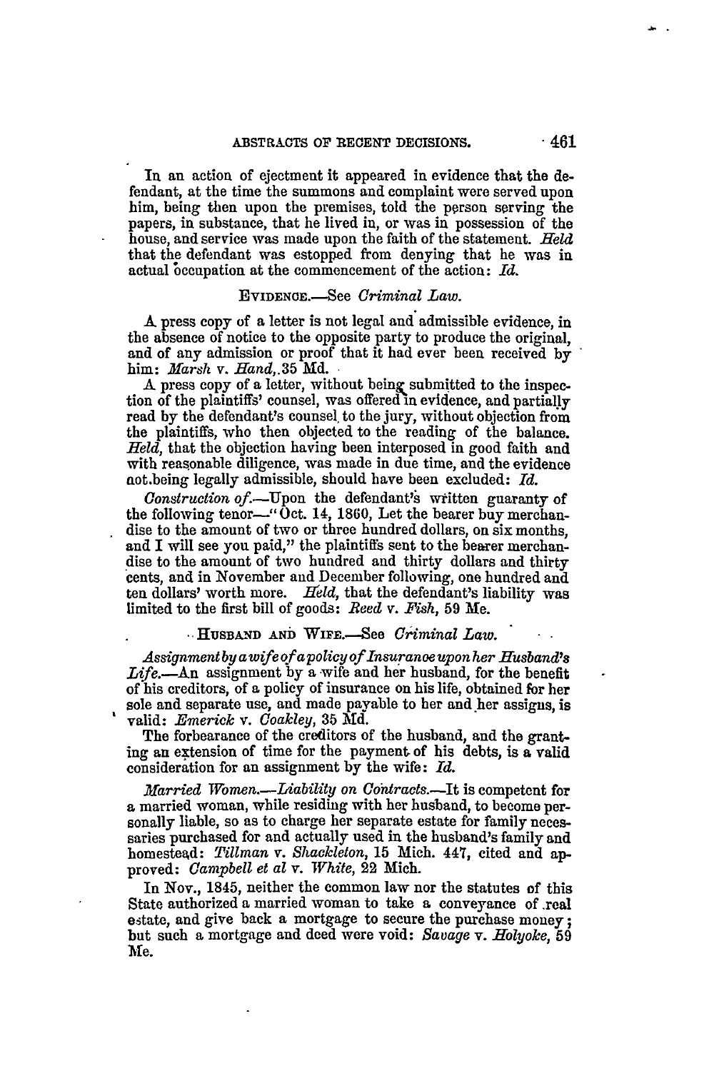In an action of ejectment it appeared in evidence that the defendant, at the time the summons and complaint were served upon him, being then upon the premises, told the person serving the papers, in substance, that he lived in, or was in possession of the house, and service was made upon the faith of the statement. *Held* that the defendant was estopped from denying that he was in actual occupation at the commencement of the action: *Id.*

EVIDENCE.—See *Criminal Law.*

A press copy of a letter is not legal and admissible evidence, in the absence of notice to the opposite party to produce the original, and of any admission or proof that it had ever been received by him: *Marsh* v. *Hand*, 35 Md.

A press copy of a letter, without being submitted to the inspection of the plaintiffs' counsel, was offered in evidence, and partially read by the defendant's counsel to the jury, without objection from the plaintiffs, who then objected to the reading of the balance. *Held*, that the objection having been interposed in good faith and with reasonable diligence, was made in due time, and the evidence not being legally admissible, should have been excluded: *Id.*

*Construction of.*—Upon the defendant's written guaranty of the following tenor—"Oct. 14, 1860, Let the bearer buy merchandise to the amount of two or three hundred dollars, on six months, and I will see you paid," the plaintiffs sent to the bearer merchandise to the amount of two hundred and thirty dollars and thirty cents, and in November and December following, one hundred and ten dollars' worth more. *Held*, that the defendant's liability was limited to the first bill of goods: *Reed* v. *Fish*, 59 Me.

HUSBAND AND WIFE.—See *Criminal Law.*

*Assignment by a wife of a policy of Insurance upon her Husband's Life.*—An assignment by a wife and her husband, for the benefit of his creditors, of a policy of insurance on his life, obtained for her sole and separate use, and made payable to her and her assigns, is valid: *Emerick* v. *Coakley*, 35 Md.

The forbearance of the creditors of the husband, and the granting an extension of time for the payment of his debts, is a valid consideration for an assignment by the wife: *Id.*

*Married Women.*—*Liability on Contracts.*—It is competent for a married woman, while residing with her husband, to become personally liable, so as to charge her separate estate for family necessaries purchased for and actually used in the husband's family and homestead: *Tillman* v. *Shackleton*, 15 Mich. 447, cited and approved: *Campbell et al* v. *White*, 22 Mich.

In Nov., 1845, neither the common law nor the statutes of this State authorized a married woman to take a conveyance of real estate, and give back a mortgage to secure the purchase money; but such a mortgage and deed were void: *Savage* v. *Holyoke*, 59 Me.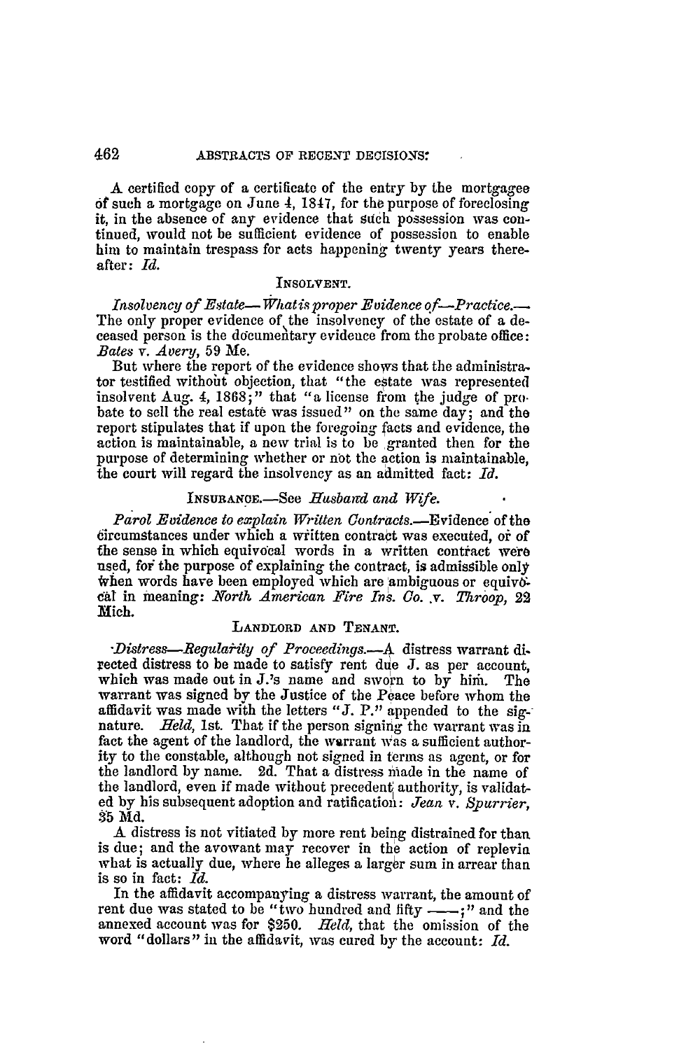A certified copy of a certificate of the entry by the mortgagee of such a mortgage on June 4, 1847, for the purpose of foreclosing it, in the absence of any evidence that such possession was continued, would not be sufficient evidence of possession to enable him to maintain trespass for acts happening twenty years thereafter: *Id.*

### INSOLVENT.

*Insolvency of Estate—What is proper Evidence of—Practice.*—The only proper evidence of the insolvency of the estate of a deceased person is the documentary evidence from the probate office: *Bates* v. *Avery*, 59 Me.

But where the report of the evidence shows that the administrator testified without objection, that "the estate was represented insolvent Aug. 4, 1868;" that "a license from the judge of probate to sell the real estate was issued" on the same day; and the report stipulates that if upon the foregoing facts and evidence, the action is maintainable, a new trial is to be granted then for the purpose of determining whether or not the action is maintainable, the court will regard the insolvency as an admitted fact: *Id.*

### INSURANCE.—See *Husband and Wife.*

*Parol Evidence to explain Written Contracts.*—Evidence of the circumstances under which a written contract was executed, or of the sense in which equivocal words in a written contract were used, for the purpose of explaining the contract, is admissible only when words have been employed which are ambiguous or equivocal in meaning: *North American Fire Ins. Co.* v. *Throop*, 22 Mich.

### LANDLORD AND TENANT.

*Distress—Regularity of Proceedings.*—A distress warrant directed distress to be made to satisfy rent due J. as per account, which was made out in J.'s name and sworn to by him. The warrant was signed by the Justice of the Peace before whom the affidavit was made with the letters "J. P." appended to the signature. *Held*, 1st. That if the person signing the warrant was in fact the agent of the landlord, the warrant was a sufficient authority to the constable, although not signed in terms as agent, or for the landlord by name. 2d. That a distress made in the name of the landlord, even if made without precedent authority, is validated by his subsequent adoption and ratification: *Jean* v. *Spurrier*, 35 Md.

A distress is not vitiated by more rent being distrained for than is due; and the avowant may recover in the action of replevin what is actually due, where he alleges a larger sum in arrear than is so in fact: *Id.*

In the affidavit accompanying a distress warrant, the amount of rent due was stated to be "two hundred and fifty ——;" and the annexed account was for $250. *Held*, that the omission of the word "dollars" in the affidavit, was cured by the account: *Id.*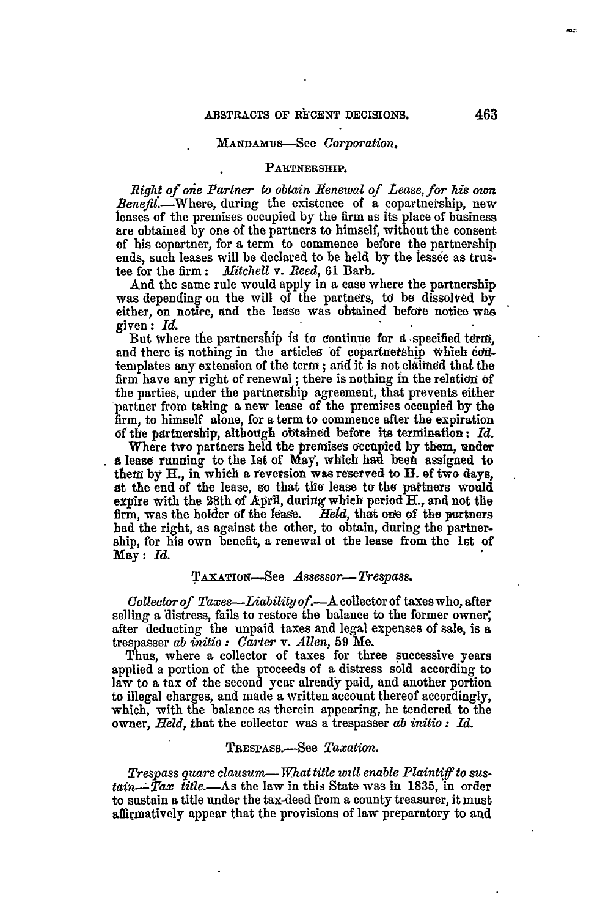MANDAMUS—See *Corporation.*

## PARTNERSHIP.

*Right of one Partner to obtain Renewal of Lease, for his own Benefit.*—Where, during the existence of a copartnership, new leases of the premises occupied by the firm as its place of business are obtained by one of the partners to himself, without the consent of his copartner, for a term to commence before the partnership ends, such leases will be declared to be held by the lessee as trustee for the firm: *Mitchell* v. *Reed*, 61 Barb.

And the same rule would apply in a case where the partnership was depending on the will of the partners, to be dissolved by either, on notice, and the lease was obtained before notice was given: *Id.*

But where the partnership is to continue for a specified term, and there is nothing in the articles of copartnership which contemplates any extension of the term; and it is not claimed that the firm have any right of renewal; there is nothing in the relation of the parties, under the partnership agreement, that prevents either partner from taking a new lease of the premises occupied by the firm, to himself alone, for a term to commence after the expiration of the partnership, although obtained before its termination: *Id.*

Where two partners held the premises occupied by them, under a lease running to the 1st of May, which had been assigned to them by H., in which a reversion was reserved to H. of two days, at the end of the lease, so that the lease to the partners would expire with the 28th of April, during which period H., and not the firm, was the holder of the lease. *Held*, that one of the partners had the right, as against the other, to obtain, during the partnership, for his own benefit, a renewal of the lease from the 1st of May: *Id.*

TAXATION—See *Assessor—Trespass.*

*Collector of Taxes—Liability of.*—A collector of taxes who, after selling a distress, fails to restore the balance to the former owner, after deducting the unpaid taxes and legal expenses of sale, is a trespasser *ab initio*: *Carter* v. *Allen*, 59 Me.

Thus, where a collector of taxes for three successive years applied a portion of the proceeds of a distress sold according to law to a tax of the second year already paid, and another portion to illegal charges, and made a written account thereof accordingly, which, with the balance as therein appearing, he tendered to the owner, *Held*, that the collector was a trespasser *ab initio*: *Id.*

TRESPASS.—See *Taxation.*

*Trespass quare clausum—What title will enable Plaintiff to sustain—Tax title.*—As the law in this State was in 1835, in order to sustain a title under the tax-deed from a county treasurer, it must affirmatively appear that the provisions of law preparatory to and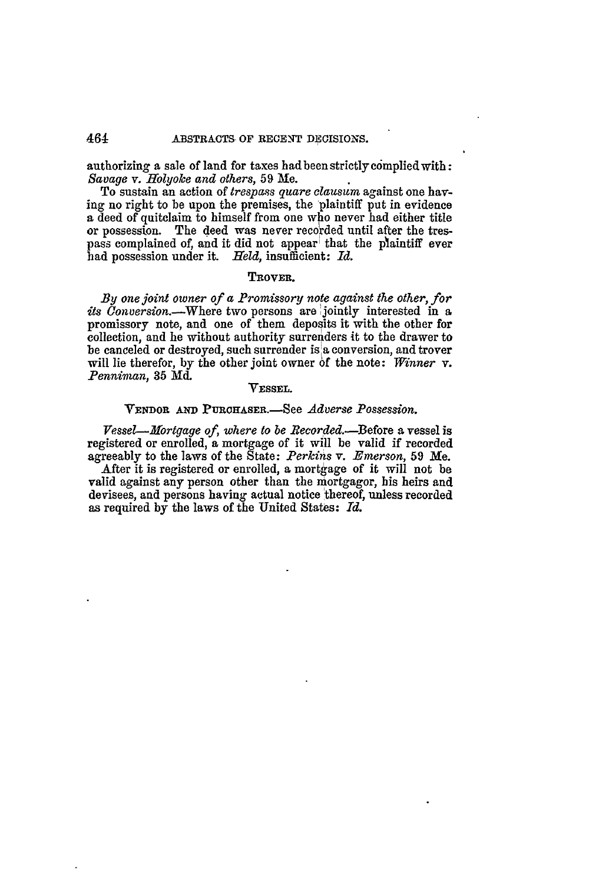authorizing a sale of land for taxes had been strictly complied with: *Savage* v. *Holyoke and others*, 59 Me.

To sustain an action of *trespass quare clausum* against one having no right to be upon the premises, the plaintiff put in evidence a deed of quitclaim to himself from one who never had either title or possession. The deed was never recorded until after the trespass complained of, and it did not appear that the plaintiff ever had possession under it. *Held*, insufficient: *Id.*

### TROVER.

*By one joint owner of a Promissory note against the other, for its Conversion.*—Where two persons are jointly interested in a promissory note, and one of them deposits it with the other for collection, and he without authority surrenders it to the drawer to be canceled or destroyed, such surrender is a conversion, and trover will lie therefor, by the other joint owner of the note: *Winner* v. *Penniman*, 35 Md.

### VESSEL.

VENDOR AND PURCHASER.—See *Adverse Possession.*

*Vessel—Mortgage of, where to be Recorded.*—Before a vessel is registered or enrolled, a mortgage of it will be valid if recorded agreeably to the laws of the State: *Perkins* v. *Emerson*, 59 Me.

After it is registered or enrolled, a mortgage of it will not be valid against any person other than the mortgagor, his heirs and devisees, and persons having actual notice thereof, unless recorded as required by the laws of the United States: *Id.*